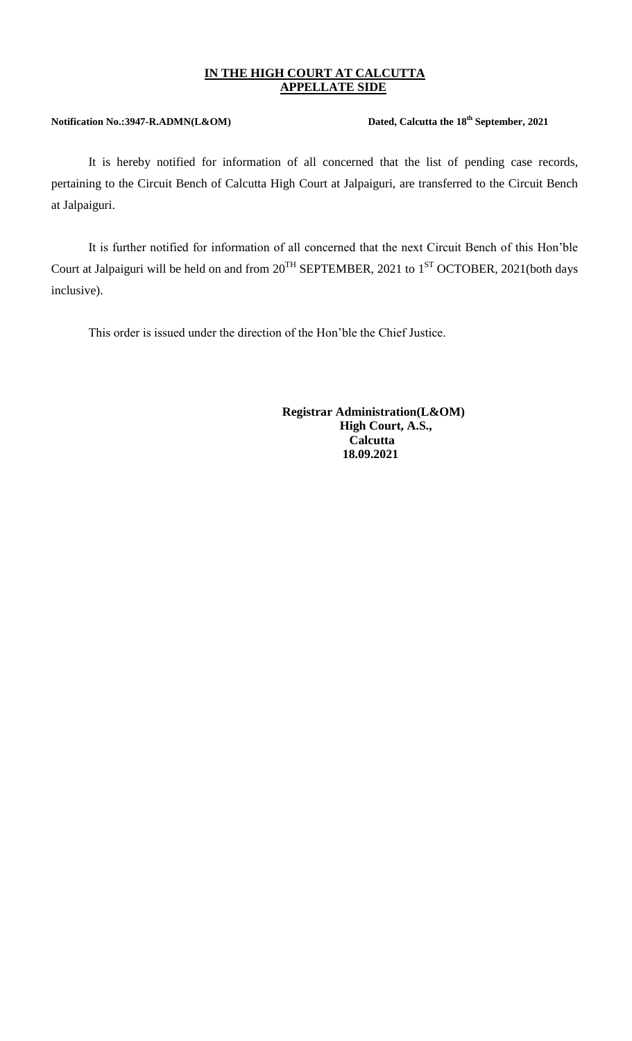**IN THE HIGH COURT AT CALCUTTA**
**APPELLATE SIDE**

**Notification No.:3947-R.ADMN(L&OM)** **Dated, Calcutta the 18th September, 2021**

It is hereby notified for information of all concerned that the list of pending case records, pertaining to the Circuit Bench of Calcutta High Court at Jalpaiguri, are transferred to the Circuit Bench at Jalpaiguri.

It is further notified for information of all concerned that the next Circuit Bench of this Hon'ble Court at Jalpaiguri will be held on and from 20TH SEPTEMBER, 2021 to 1ST OCTOBER, 2021(both days inclusive).

This order is issued under the direction of the Hon'ble the Chief Justice.

**Registrar Administration(L&OM)**
**High Court, A.S.,**
**Calcutta**
**18.09.2021**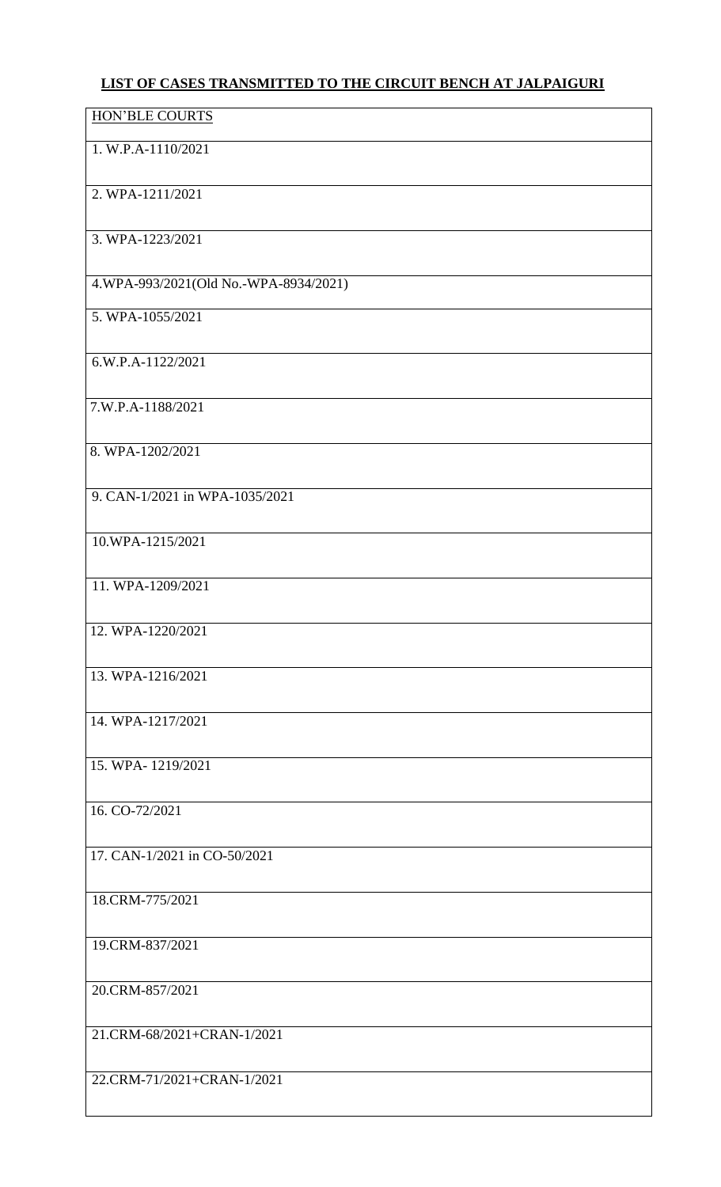**LIST OF CASES TRANSMITTED TO THE CIRCUIT BENCH AT JALPAIGURI**

| HON'BLE COURTS |
|---|
| 1. W.P.A-1110/2021 |
| 2. WPA-1211/2021 |
| 3. WPA-1223/2021 |
| 4.WPA-993/2021(Old No.-WPA-8934/2021) |
| 5. WPA-1055/2021 |
| 6.W.P.A-1122/2021 |
| 7.W.P.A-1188/2021 |
| 8. WPA-1202/2021 |
| 9. CAN-1/2021 in WPA-1035/2021 |
| 10.WPA-1215/2021 |
| 11. WPA-1209/2021 |
| 12. WPA-1220/2021 |
| 13. WPA-1216/2021 |
| 14. WPA-1217/2021 |
| 15. WPA- 1219/2021 |
| 16. CO-72/2021 |
| 17. CAN-1/2021 in CO-50/2021 |
| 18.CRM-775/2021 |
| 19.CRM-837/2021 |
| 20.CRM-857/2021 |
| 21.CRM-68/2021+CRAN-1/2021 |
| 22.CRM-71/2021+CRAN-1/2021 |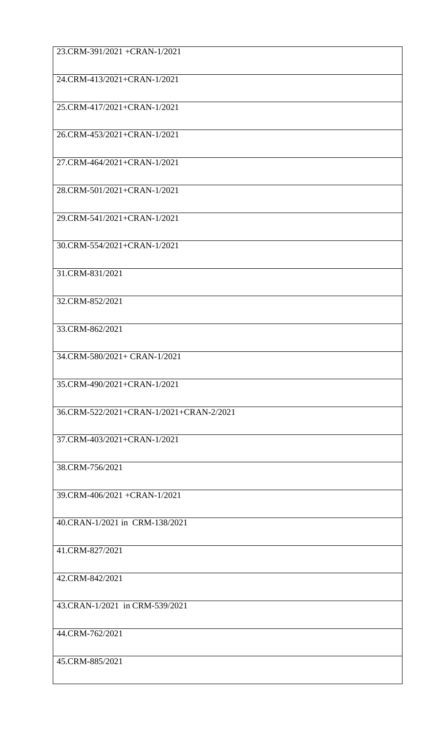| |
|---|
| 23.CRM-391/2021 +CRAN-1/2021 |
| 24.CRM-413/2021+CRAN-1/2021 |
| 25.CRM-417/2021+CRAN-1/2021 |
| 26.CRM-453/2021+CRAN-1/2021 |
| 27.CRM-464/2021+CRAN-1/2021 |
| 28.CRM-501/2021+CRAN-1/2021 |
| 29.CRM-541/2021+CRAN-1/2021 |
| 30.CRM-554/2021+CRAN-1/2021 |
| 31.CRM-831/2021 |
| 32.CRM-852/2021 |
| 33.CRM-862/2021 |
| 34.CRM-580/2021+ CRAN-1/2021 |
| 35.CRM-490/2021+CRAN-1/2021 |
| 36.CRM-522/2021+CRAN-1/2021+CRAN-2/2021 |
| 37.CRM-403/2021+CRAN-1/2021 |
| 38.CRM-756/2021 |
| 39.CRM-406/2021 +CRAN-1/2021 |
| 40.CRAN-1/2021 in CRM-138/2021 |
| 41.CRM-827/2021 |
| 42.CRM-842/2021 |
| 43.CRAN-1/2021 in CRM-539/2021 |
| 44.CRM-762/2021 |
| 45.CRM-885/2021 |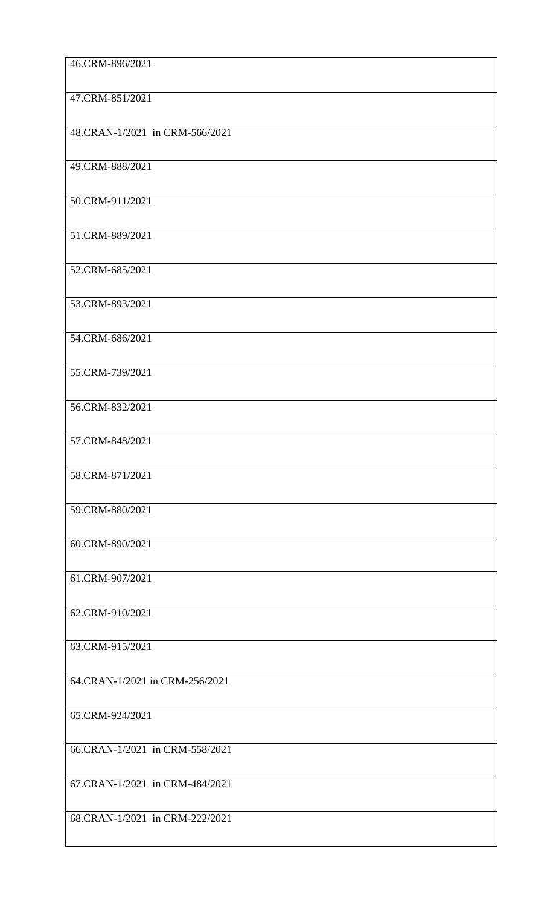| 46.CRM-896/2021 |
|---|
| 47.CRM-851/2021 |
| 48.CRAN-1/2021 in CRM-566/2021 |
| 49.CRM-888/2021 |
| 50.CRM-911/2021 |
| 51.CRM-889/2021 |
| 52.CRM-685/2021 |
| 53.CRM-893/2021 |
| 54.CRM-686/2021 |
| 55.CRM-739/2021 |
| 56.CRM-832/2021 |
| 57.CRM-848/2021 |
| 58.CRM-871/2021 |
| 59.CRM-880/2021 |
| 60.CRM-890/2021 |
| 61.CRM-907/2021 |
| 62.CRM-910/2021 |
| 63.CRM-915/2021 |
| 64.CRAN-1/2021 in CRM-256/2021 |
| 65.CRM-924/2021 |
| 66.CRAN-1/2021 in CRM-558/2021 |
| 67.CRAN-1/2021 in CRM-484/2021 |
| 68.CRAN-1/2021 in CRM-222/2021 |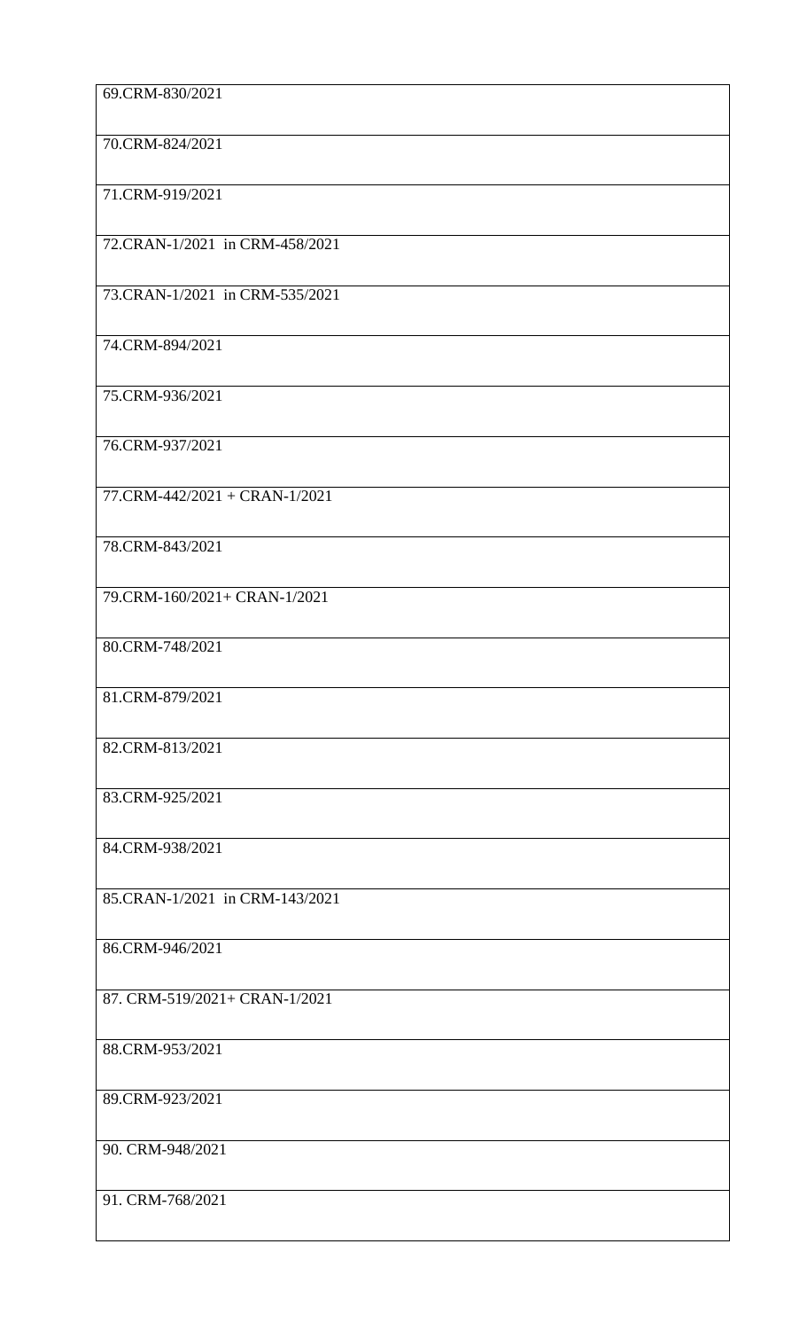| 69.CRM-830/2021 |
|---|
| 70.CRM-824/2021 |
| 71.CRM-919/2021 |
| 72.CRAN-1/2021 in CRM-458/2021 |
| 73.CRAN-1/2021 in CRM-535/2021 |
| 74.CRM-894/2021 |
| 75.CRM-936/2021 |
| 76.CRM-937/2021 |
| 77.CRM-442/2021 + CRAN-1/2021 |
| 78.CRM-843/2021 |
| 79.CRM-160/2021+ CRAN-1/2021 |
| 80.CRM-748/2021 |
| 81.CRM-879/2021 |
| 82.CRM-813/2021 |
| 83.CRM-925/2021 |
| 84.CRM-938/2021 |
| 85.CRAN-1/2021 in CRM-143/2021 |
| 86.CRM-946/2021 |
| 87. CRM-519/2021+ CRAN-1/2021 |
| 88.CRM-953/2021 |
| 89.CRM-923/2021 |
| 90. CRM-948/2021 |
| 91. CRM-768/2021 |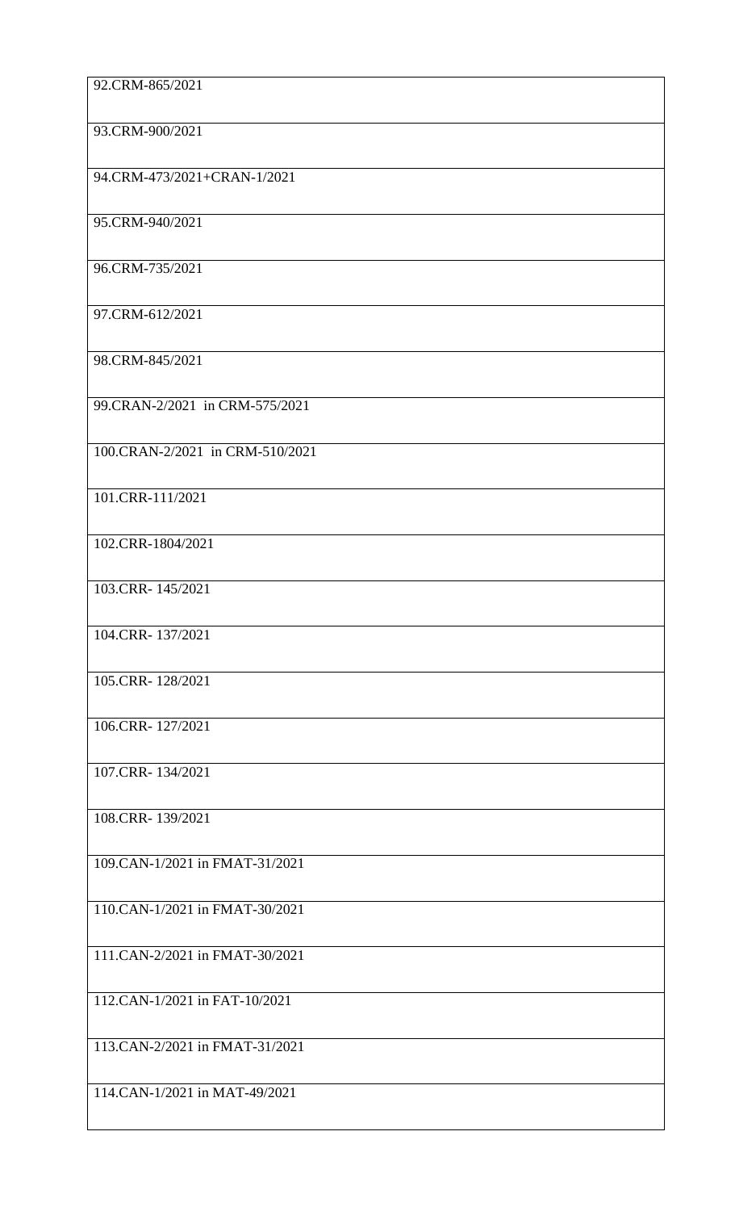| 92.CRM-865/2021 |
|---|
| 93.CRM-900/2021 |
| 94.CRM-473/2021+CRAN-1/2021 |
| 95.CRM-940/2021 |
| 96.CRM-735/2021 |
| 97.CRM-612/2021 |
| 98.CRM-845/2021 |
| 99.CRAN-2/2021 in CRM-575/2021 |
| 100.CRAN-2/2021 in CRM-510/2021 |
| 101.CRR-111/2021 |
| 102.CRR-1804/2021 |
| 103.CRR- 145/2021 |
| 104.CRR- 137/2021 |
| 105.CRR- 128/2021 |
| 106.CRR- 127/2021 |
| 107.CRR- 134/2021 |
| 108.CRR- 139/2021 |
| 109.CAN-1/2021 in FMAT-31/2021 |
| 110.CAN-1/2021 in FMAT-30/2021 |
| 111.CAN-2/2021 in FMAT-30/2021 |
| 112.CAN-1/2021 in FAT-10/2021 |
| 113.CAN-2/2021 in FMAT-31/2021 |
| 114.CAN-1/2021 in MAT-49/2021 |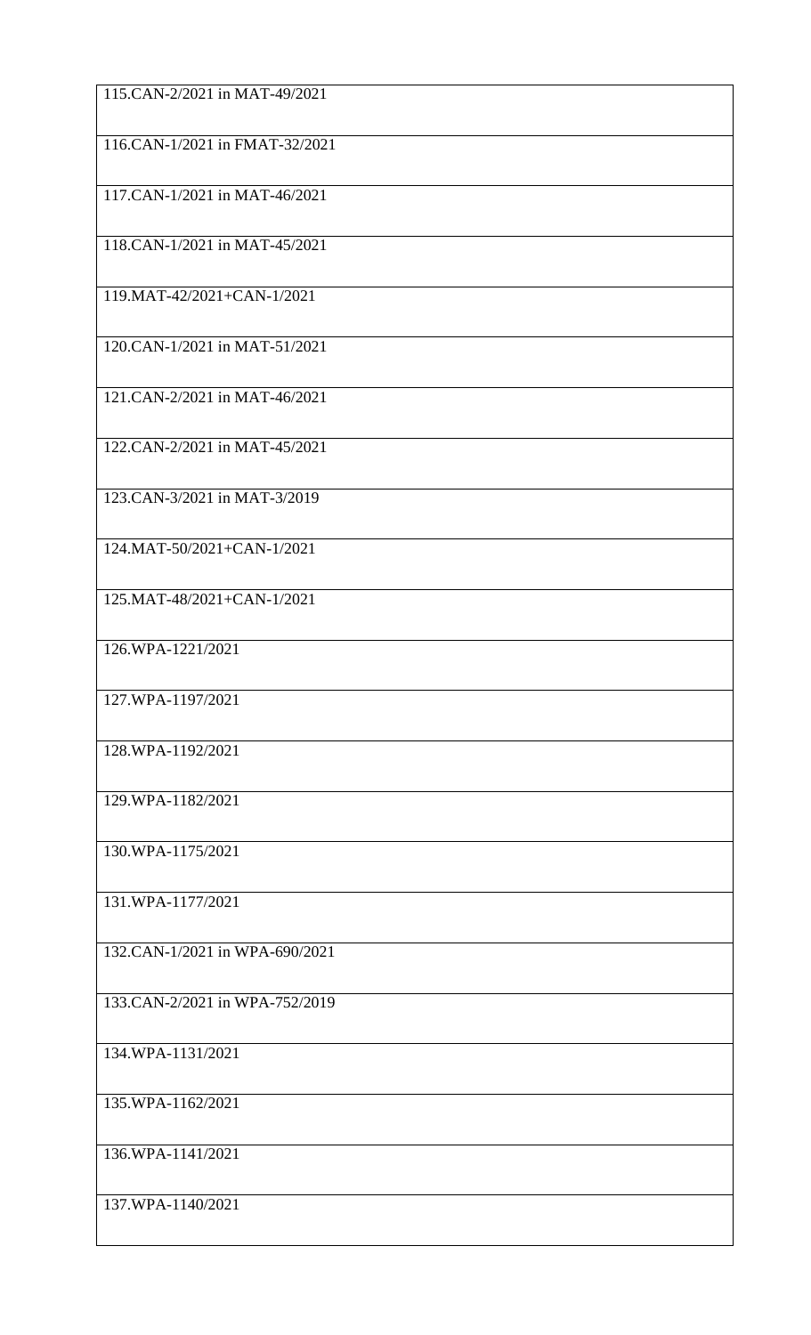| 115.CAN-2/2021 in MAT-49/2021 |
|---|
| 116.CAN-1/2021 in FMAT-32/2021 |
| 117.CAN-1/2021 in MAT-46/2021 |
| 118.CAN-1/2021 in MAT-45/2021 |
| 119.MAT-42/2021+CAN-1/2021 |
| 120.CAN-1/2021 in MAT-51/2021 |
| 121.CAN-2/2021 in MAT-46/2021 |
| 122.CAN-2/2021 in MAT-45/2021 |
| 123.CAN-3/2021 in MAT-3/2019 |
| 124.MAT-50/2021+CAN-1/2021 |
| 125.MAT-48/2021+CAN-1/2021 |
| 126.WPA-1221/2021 |
| 127.WPA-1197/2021 |
| 128.WPA-1192/2021 |
| 129.WPA-1182/2021 |
| 130.WPA-1175/2021 |
| 131.WPA-1177/2021 |
| 132.CAN-1/2021 in WPA-690/2021 |
| 133.CAN-2/2021 in WPA-752/2019 |
| 134.WPA-1131/2021 |
| 135.WPA-1162/2021 |
| 136.WPA-1141/2021 |
| 137.WPA-1140/2021 |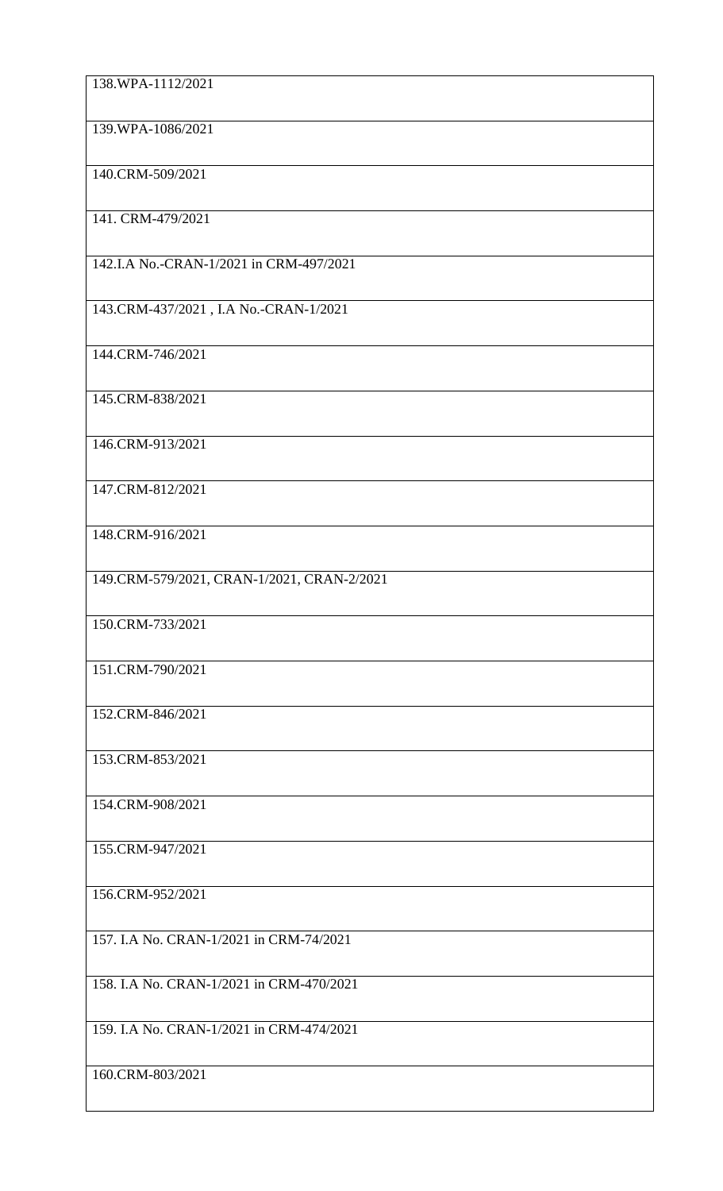| |
|---|
| 138.WPA-1112/2021 |
| 139.WPA-1086/2021 |
| 140.CRM-509/2021 |
| 141. CRM-479/2021 |
| 142.I.A No.-CRAN-1/2021 in CRM-497/2021 |
| 143.CRM-437/2021 , I.A No.-CRAN-1/2021 |
| 144.CRM-746/2021 |
| 145.CRM-838/2021 |
| 146.CRM-913/2021 |
| 147.CRM-812/2021 |
| 148.CRM-916/2021 |
| 149.CRM-579/2021, CRAN-1/2021, CRAN-2/2021 |
| 150.CRM-733/2021 |
| 151.CRM-790/2021 |
| 152.CRM-846/2021 |
| 153.CRM-853/2021 |
| 154.CRM-908/2021 |
| 155.CRM-947/2021 |
| 156.CRM-952/2021 |
| 157. I.A No. CRAN-1/2021 in CRM-74/2021 |
| 158. I.A No. CRAN-1/2021 in CRM-470/2021 |
| 159. I.A No. CRAN-1/2021 in CRM-474/2021 |
| 160.CRM-803/2021 |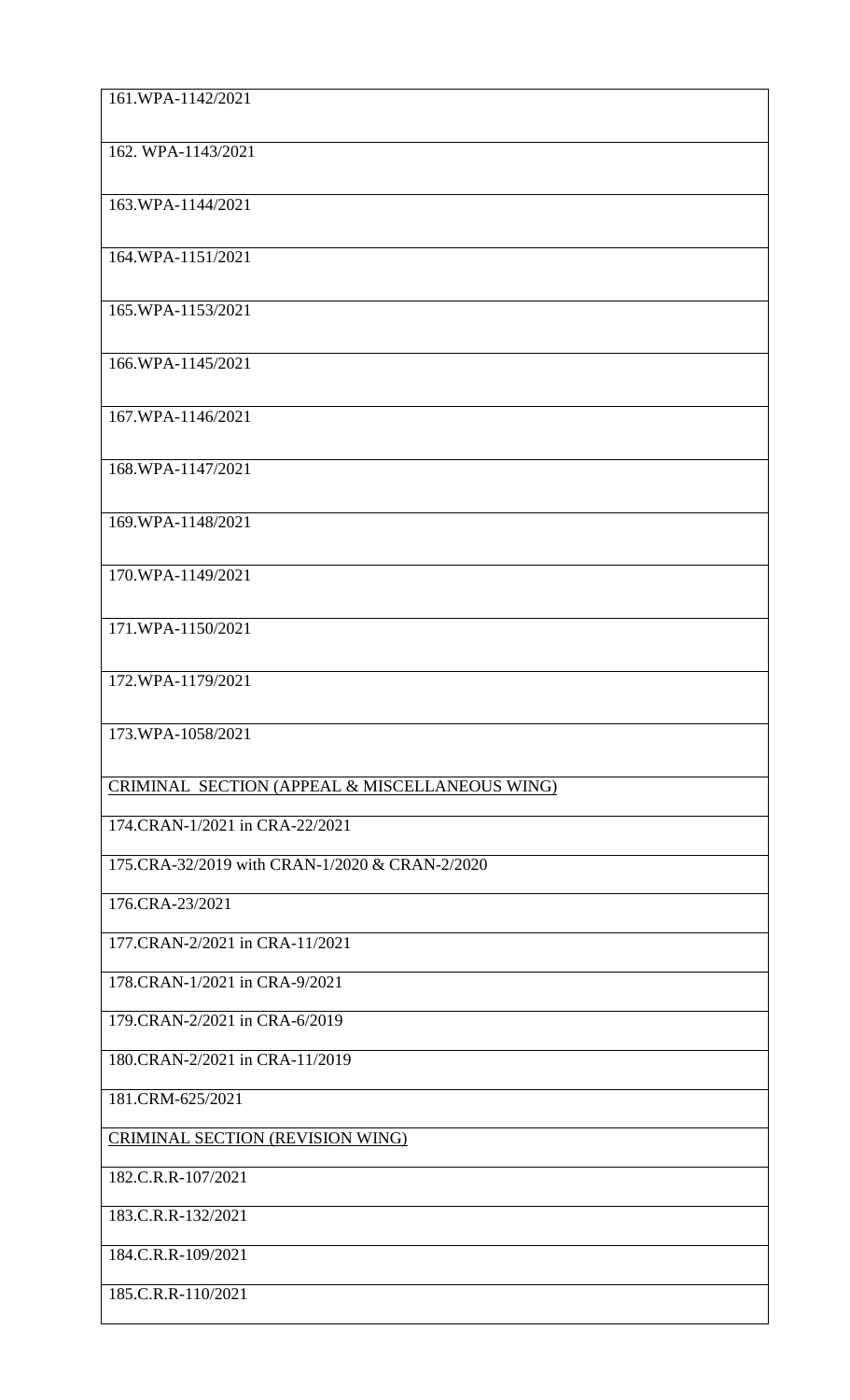| 161.WPA-1142/2021 |
|---|
| 162. WPA-1143/2021 |
| 163.WPA-1144/2021 |
| 164.WPA-1151/2021 |
| 165.WPA-1153/2021 |
| 166.WPA-1145/2021 |
| 167.WPA-1146/2021 |
| 168.WPA-1147/2021 |
| 169.WPA-1148/2021 |
| 170.WPA-1149/2021 |
| 171.WPA-1150/2021 |
| 172.WPA-1179/2021 |
| 173.WPA-1058/2021 |
| CRIMINAL SECTION (APPEAL & MISCELLANEOUS WING) |
| 174.CRAN-1/2021 in CRA-22/2021 |
| 175.CRA-32/2019 with CRAN-1/2020 & CRAN-2/2020 |
| 176.CRA-23/2021 |
| 177.CRAN-2/2021 in CRA-11/2021 |
| 178.CRAN-1/2021 in CRA-9/2021 |
| 179.CRAN-2/2021 in CRA-6/2019 |
| 180.CRAN-2/2021 in CRA-11/2019 |
| 181.CRM-625/2021 |
| CRIMINAL SECTION (REVISION WING) |
| 182.C.R.R-107/2021 |
| 183.C.R.R-132/2021 |
| 184.C.R.R-109/2021 |
| 185.C.R.R-110/2021 |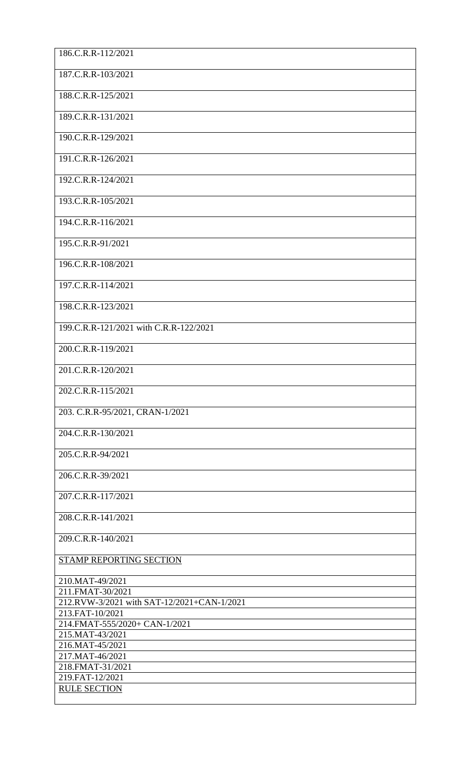| 186.C.R.R-112/2021 |
|---|
| 187.C.R.R-103/2021 |
| 188.C.R.R-125/2021 |
| 189.C.R.R-131/2021 |
| 190.C.R.R-129/2021 |
| 191.C.R.R-126/2021 |
| 192.C.R.R-124/2021 |
| 193.C.R.R-105/2021 |
| 194.C.R.R-116/2021 |
| 195.C.R.R-91/2021 |
| 196.C.R.R-108/2021 |
| 197.C.R.R-114/2021 |
| 198.C.R.R-123/2021 |
| 199.C.R.R-121/2021 with C.R.R-122/2021 |
| 200.C.R.R-119/2021 |
| 201.C.R.R-120/2021 |
| 202.C.R.R-115/2021 |
| 203. C.R.R-95/2021, CRAN-1/2021 |
| 204.C.R.R-130/2021 |
| 205.C.R.R-94/2021 |
| 206.C.R.R-39/2021 |
| 207.C.R.R-117/2021 |
| 208.C.R.R-141/2021 |
| 209.C.R.R-140/2021 |
| <u>STAMP REPORTING SECTION</u> |
| 210.MAT-49/2021 |
| 211.FMAT-30/2021 |
| 212.RVW-3/2021 with SAT-12/2021+CAN-1/2021 |
| 213.FAT-10/2021 |
| 214.FMAT-555/2020+ CAN-1/2021 |
| 215.MAT-43/2021 |
| 216.MAT-45/2021 |
| 217.MAT-46/2021 |
| 218.FMAT-31/2021 |
| 219.FAT-12/2021 |
| <u>RULE SECTION</u> |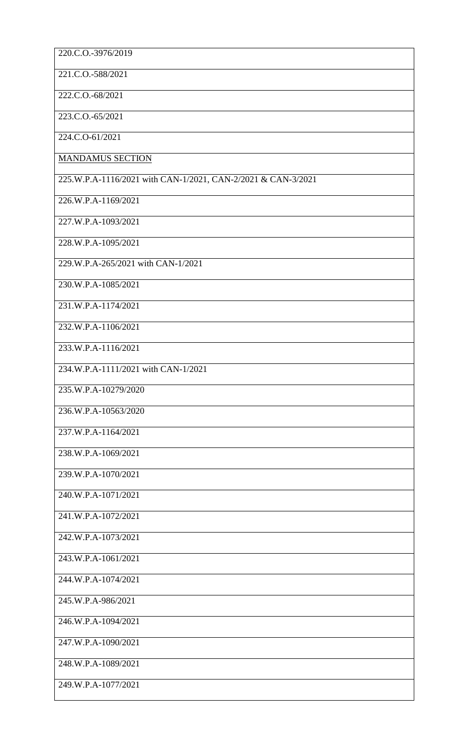| 220.C.O.-3976/2019 |
|---|
| 221.C.O.-588/2021 |
| 222.C.O.-68/2021 |
| 223.C.O.-65/2021 |
| 224.C.O-61/2021 |
| <u>MANDAMUS SECTION</u> |
| 225.W.P.A-1116/2021 with CAN-1/2021, CAN-2/2021 & CAN-3/2021 |
| 226.W.P.A-1169/2021 |
| 227.W.P.A-1093/2021 |
| 228.W.P.A-1095/2021 |
| 229.W.P.A-265/2021 with CAN-1/2021 |
| 230.W.P.A-1085/2021 |
| 231.W.P.A-1174/2021 |
| 232.W.P.A-1106/2021 |
| 233.W.P.A-1116/2021 |
| 234.W.P.A-1111/2021 with CAN-1/2021 |
| 235.W.P.A-10279/2020 |
| 236.W.P.A-10563/2020 |
| 237.W.P.A-1164/2021 |
| 238.W.P.A-1069/2021 |
| 239.W.P.A-1070/2021 |
| 240.W.P.A-1071/2021 |
| 241.W.P.A-1072/2021 |
| 242.W.P.A-1073/2021 |
| 243.W.P.A-1061/2021 |
| 244.W.P.A-1074/2021 |
| 245.W.P.A-986/2021 |
| 246.W.P.A-1094/2021 |
| 247.W.P.A-1090/2021 |
| 248.W.P.A-1089/2021 |
| 249.W.P.A-1077/2021 |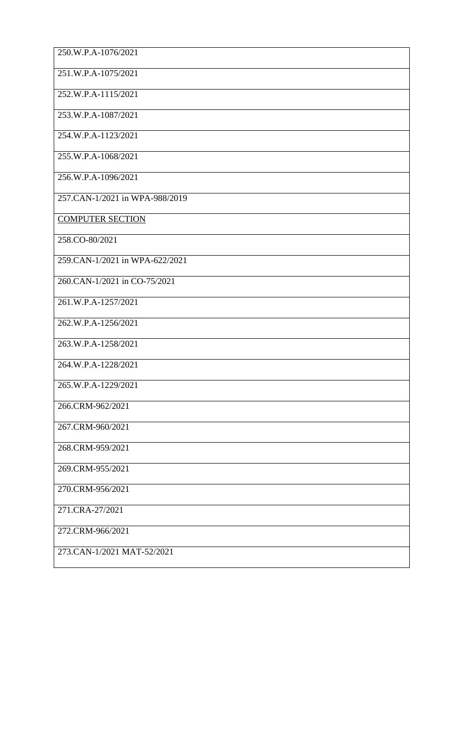| |
|---|
| 250.W.P.A-1076/2021 |
| 251.W.P.A-1075/2021 |
| 252.W.P.A-1115/2021 |
| 253.W.P.A-1087/2021 |
| 254.W.P.A-1123/2021 |
| 255.W.P.A-1068/2021 |
| 256.W.P.A-1096/2021 |
| 257.CAN-1/2021 in WPA-988/2019 |
| <u>COMPUTER SECTION</u> |
| 258.CO-80/2021 |
| 259.CAN-1/2021 in WPA-622/2021 |
| 260.CAN-1/2021 in CO-75/2021 |
| 261.W.P.A-1257/2021 |
| 262.W.P.A-1256/2021 |
| 263.W.P.A-1258/2021 |
| 264.W.P.A-1228/2021 |
| 265.W.P.A-1229/2021 |
| 266.CRM-962/2021 |
| 267.CRM-960/2021 |
| 268.CRM-959/2021 |
| 269.CRM-955/2021 |
| 270.CRM-956/2021 |
| 271.CRA-27/2021 |
| 272.CRM-966/2021 |
| 273.CAN-1/2021 MAT-52/2021 |